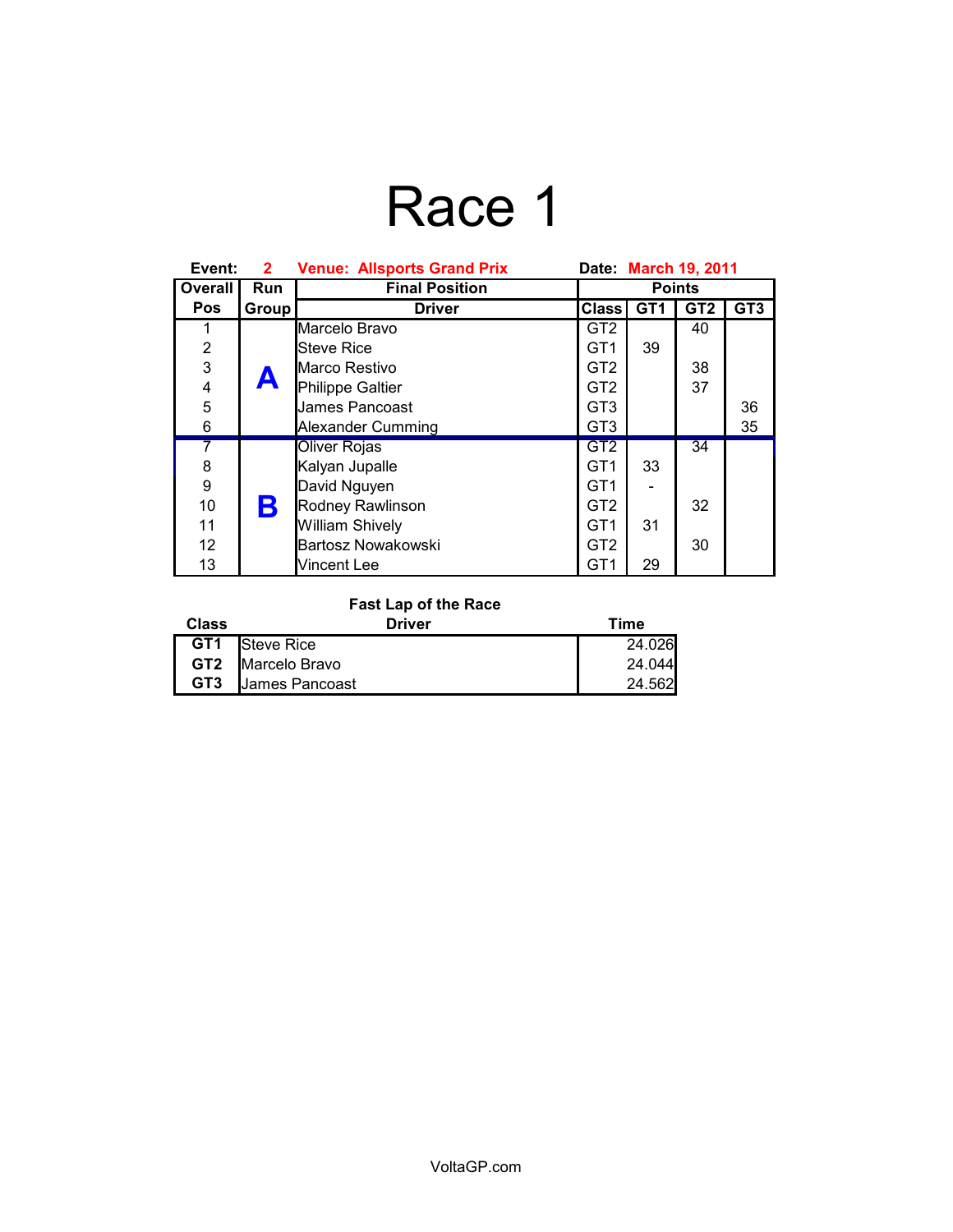# Race 1

**Event:** 2 **Venue: Allsports Grand Prix** **Date:** March 19, 2011

| Overall Pos | Run Group | Final Position Driver | Points Class | GT1 | GT2 | GT3 |
|---|---|---|---|---|---|---|
| 1 | A | Marcelo Bravo | GT2 | | 40 | |
| 2 | | Steve Rice | GT1 | 39 | | |
| 3 | | Marco Restivo | GT2 | | 38 | |
| 4 | | Philippe Galtier | GT2 | | 37 | |
| 5 | | James Pancoast | GT3 | | | 36 |
| 6 | | Alexander Cumming | GT3 | | | 35 |
| 7 | B | Oliver Rojas | GT2 | | 34 | |
| 8 | | Kalyan Jupalle | GT1 | 33 | | |
| 9 | | David Nguyen | GT1 | - | | |
| 10 | | Rodney Rawlinson | GT2 | | 32 | |
| 11 | | William Shively | GT1 | 31 | | |
| 12 | | Bartosz Nowakowski | GT2 | | 30 | |
| 13 | | Vincent Lee | GT1 | 29 | | |

**Fast Lap of the Race**

| Class | Driver | Time |
|---|---|---|
| **GT1** | Steve Rice | 24.026 |
| **GT2** | Marcelo Bravo | 24.044 |
| **GT3** | James Pancoast | 24.562 |

VoltaGP.com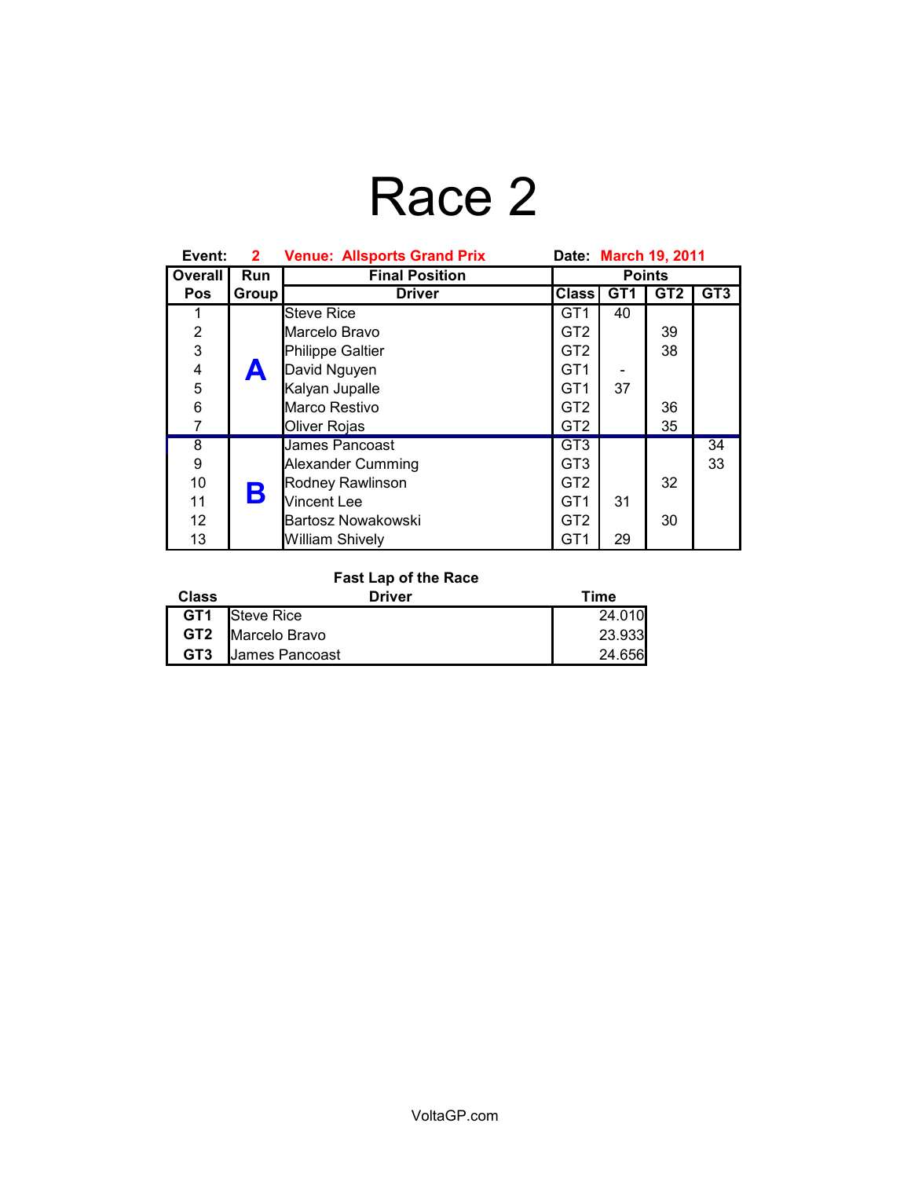# Race 2

**Event:** 2 **Venue: Allsports Grand Prix** **Date: March 19, 2011**

| Overall Pos | Run Group | Final Position Driver | Class | GT1 | GT2 | GT3 |
|---|---|---|---|---|---|---|
| 1 | A | Steve Rice | GT1 | 40 | | |
| 2 | | Marcelo Bravo | GT2 | | 39 | |
| 3 | | Philippe Galtier | GT2 | | 38 | |
| 4 | | David Nguyen | GT1 | - | | |
| 5 | | Kalyan Jupalle | GT1 | 37 | | |
| 6 | | Marco Restivo | GT2 | | 36 | |
| 7 | | Oliver Rojas | GT2 | | 35 | |
| 8 | B | James Pancoast | GT3 | | | 34 |
| 9 | | Alexander Cumming | GT3 | | | 33 |
| 10 | | Rodney Rawlinson | GT2 | | 32 | |
| 11 | | Vincent Lee | GT1 | 31 | | |
| 12 | | Bartosz Nowakowski | GT2 | | 30 | |
| 13 | | William Shively | GT1 | 29 | | |

**Fast Lap of the Race**

| Class | Driver | Time |
|---|---|---|
| **GT1** | Steve Rice | 24.010 |
| **GT2** | Marcelo Bravo | 23.933 |
| **GT3** | James Pancoast | 24.656 |

VoltaGP.com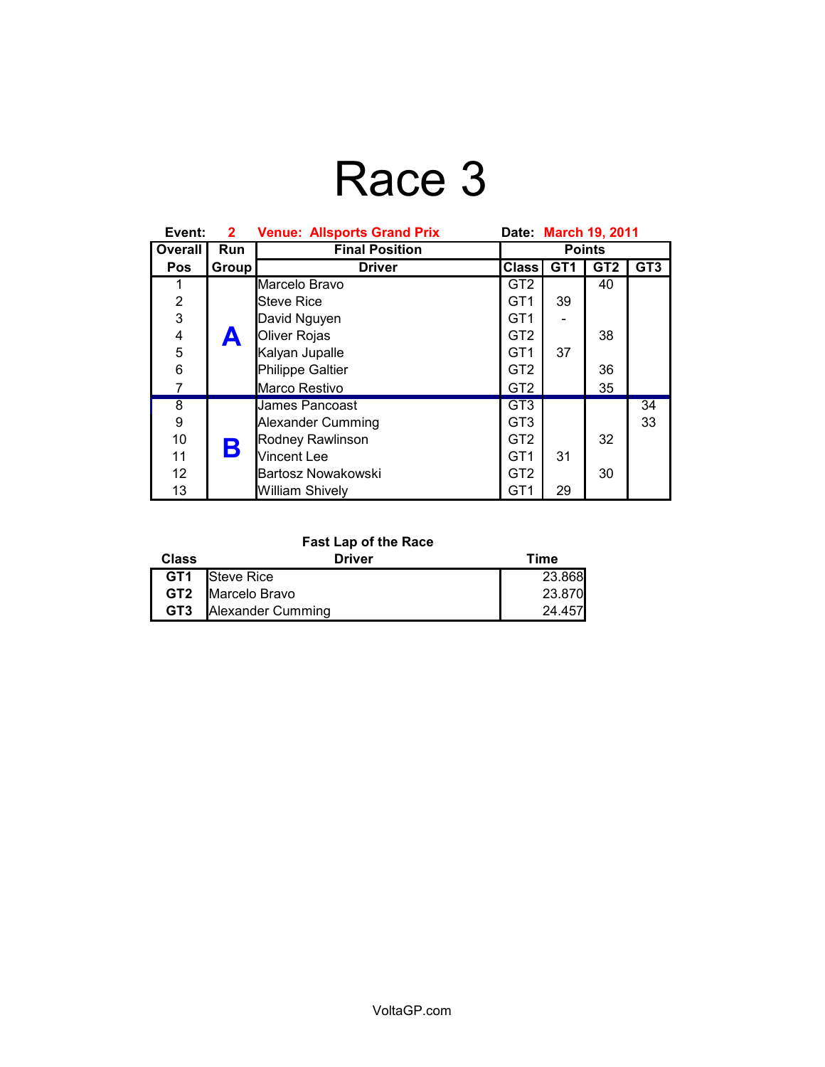# Race 3

**Event:** 2 **Venue: Allsports Grand Prix** **Date:** March 19, 2011

| Overall Pos | Run Group | Final Position Driver | Class | Points GT1 | Points GT2 | Points GT3 |
|---|---|---|---|---|---|---|
| 1 | A | Marcelo Bravo | GT2 | | 40 | |
| 2 | | Steve Rice | GT1 | 39 | | |
| 3 | | David Nguyen | GT1 | - | | |
| 4 | | Oliver Rojas | GT2 | | 38 | |
| 5 | | Kalyan Jupalle | GT1 | 37 | | |
| 6 | | Philippe Galtier | GT2 | | 36 | |
| 7 | | Marco Restivo | GT2 | | 35 | |
| 8 | B | James Pancoast | GT3 | | | 34 |
| 9 | | Alexander Cumming | GT3 | | | 33 |
| 10 | | Rodney Rawlinson | GT2 | | 32 | |
| 11 | | Vincent Lee | GT1 | 31 | | |
| 12 | | Bartosz Nowakowski | GT2 | | 30 | |
| 13 | | William Shively | GT1 | 29 | | |

**Fast Lap of the Race**

| Class | Driver | Time |
|---|---|---|
| **GT1** | Steve Rice | 23.868 |
| **GT2** | Marcelo Bravo | 23.870 |
| **GT3** | Alexander Cumming | 24.457 |

VoltaGP.com